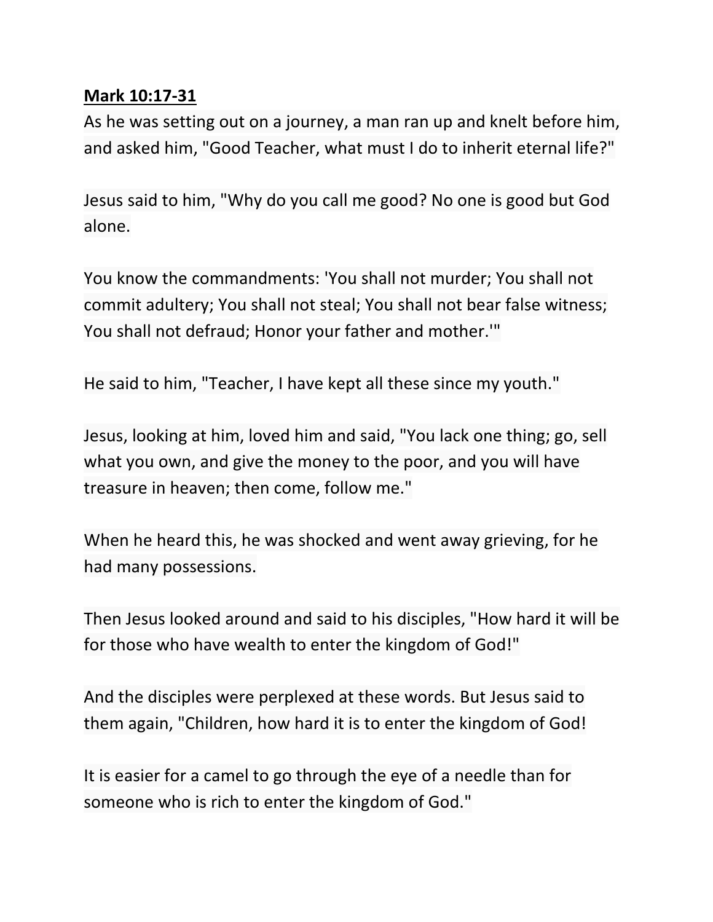**Mark 10:17-31**

As he was setting out on a journey, a man ran up and knelt before him, and asked him, "Good Teacher, what must I do to inherit eternal life?"

Jesus said to him, "Why do you call me good? No one is good but God alone.

You know the commandments: 'You shall not murder; You shall not commit adultery; You shall not steal; You shall not bear false witness; You shall not defraud; Honor your father and mother.'"

He said to him, "Teacher, I have kept all these since my youth."

Jesus, looking at him, loved him and said, "You lack one thing; go, sell what you own, and give the money to the poor, and you will have treasure in heaven; then come, follow me."

When he heard this, he was shocked and went away grieving, for he had many possessions.

Then Jesus looked around and said to his disciples, "How hard it will be for those who have wealth to enter the kingdom of God!"

And the disciples were perplexed at these words. But Jesus said to them again, "Children, how hard it is to enter the kingdom of God!

It is easier for a camel to go through the eye of a needle than for someone who is rich to enter the kingdom of God."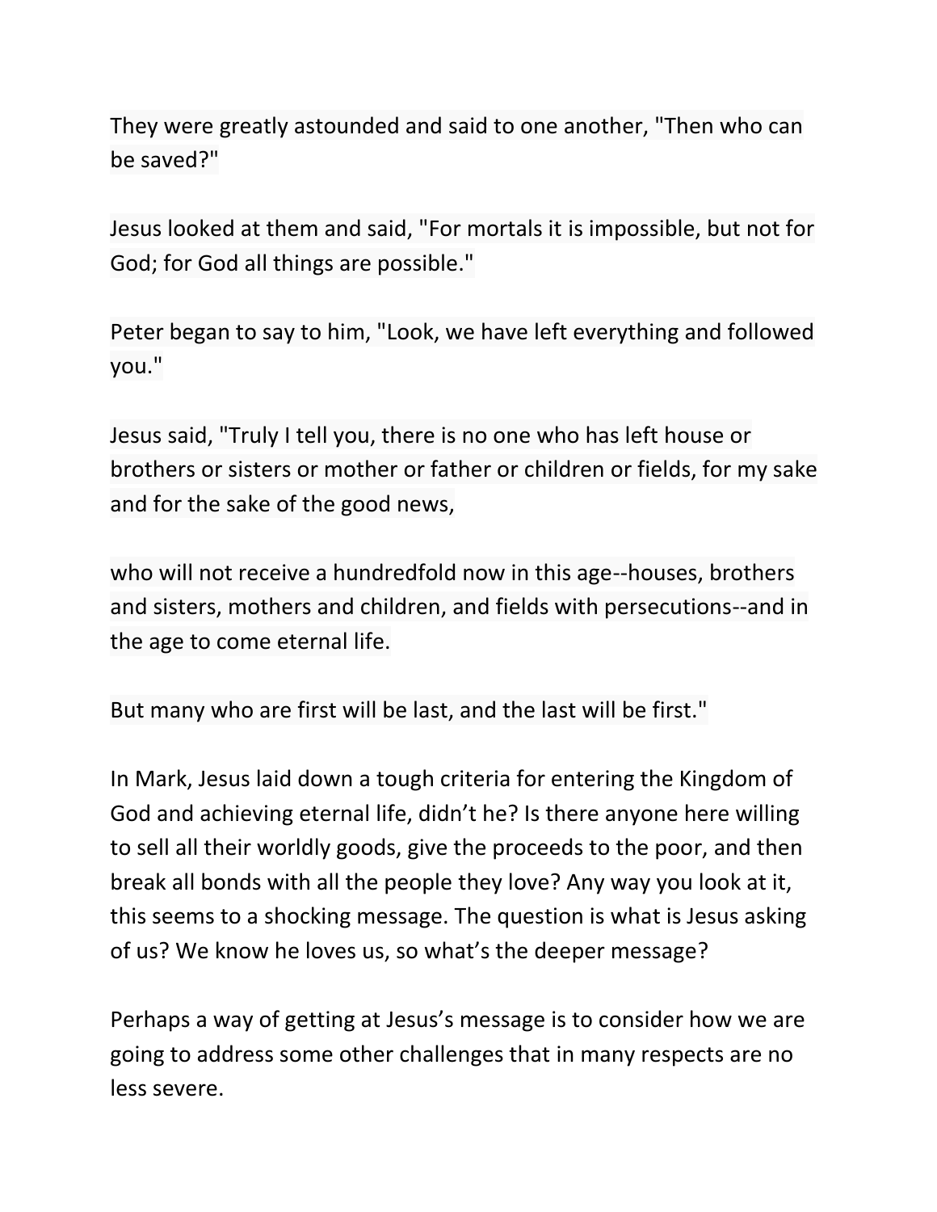They were greatly astounded and said to one another, "Then who can be saved?"

Jesus looked at them and said, "For mortals it is impossible, but not for God; for God all things are possible."

Peter began to say to him, "Look, we have left everything and followed you."

Jesus said, "Truly I tell you, there is no one who has left house or brothers or sisters or mother or father or children or fields, for my sake and for the sake of the good news,

who will not receive a hundredfold now in this age--houses, brothers and sisters, mothers and children, and fields with persecutions--and in the age to come eternal life.

But many who are first will be last, and the last will be first."

In Mark, Jesus laid down a tough criteria for entering the Kingdom of God and achieving eternal life, didn't he? Is there anyone here willing to sell all their worldly goods, give the proceeds to the poor, and then break all bonds with all the people they love? Any way you look at it, this seems to a shocking message. The question is what is Jesus asking of us? We know he loves us, so what's the deeper message?

Perhaps a way of getting at Jesus's message is to consider how we are going to address some other challenges that in many respects are no less severe.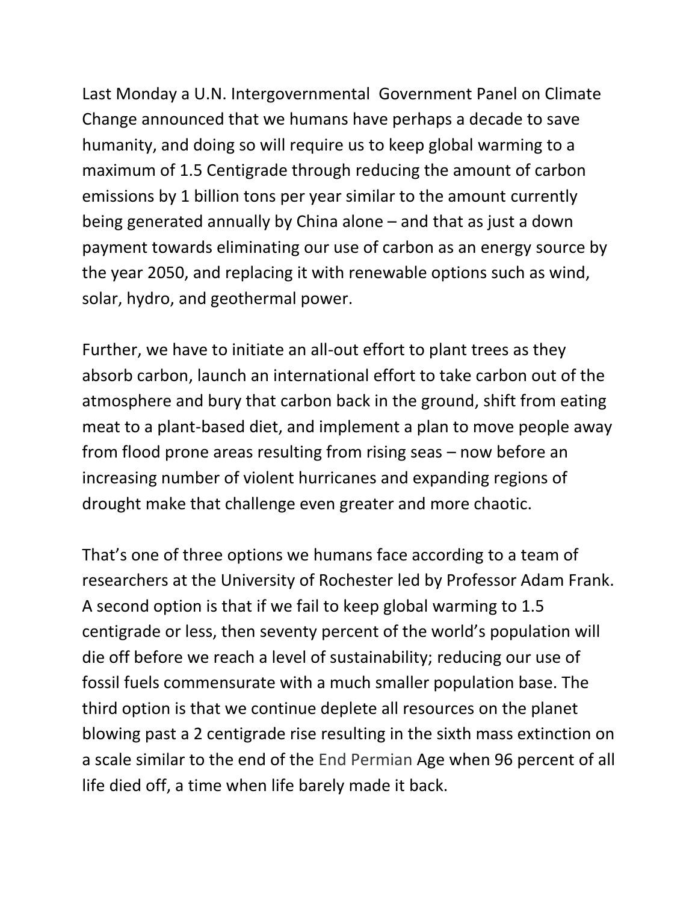Last Monday a U.N. Intergovernmental Government Panel on Climate Change announced that we humans have perhaps a decade to save humanity, and doing so will require us to keep global warming to a maximum of 1.5 Centigrade through reducing the amount of carbon emissions by 1 billion tons per year similar to the amount currently being generated annually by China alone – and that as just a down payment towards eliminating our use of carbon as an energy source by the year 2050, and replacing it with renewable options such as wind, solar, hydro, and geothermal power.

Further, we have to initiate an all-out effort to plant trees as they absorb carbon, launch an international effort to take carbon out of the atmosphere and bury that carbon back in the ground, shift from eating meat to a plant-based diet, and implement a plan to move people away from flood prone areas resulting from rising seas – now before an increasing number of violent hurricanes and expanding regions of drought make that challenge even greater and more chaotic.

That's one of three options we humans face according to a team of researchers at the University of Rochester led by Professor Adam Frank. A second option is that if we fail to keep global warming to 1.5 centigrade or less, then seventy percent of the world's population will die off before we reach a level of sustainability; reducing our use of fossil fuels commensurate with a much smaller population base. The third option is that we continue deplete all resources on the planet blowing past a 2 centigrade rise resulting in the sixth mass extinction on a scale similar to the end of the End Permian Age when 96 percent of all life died off, a time when life barely made it back.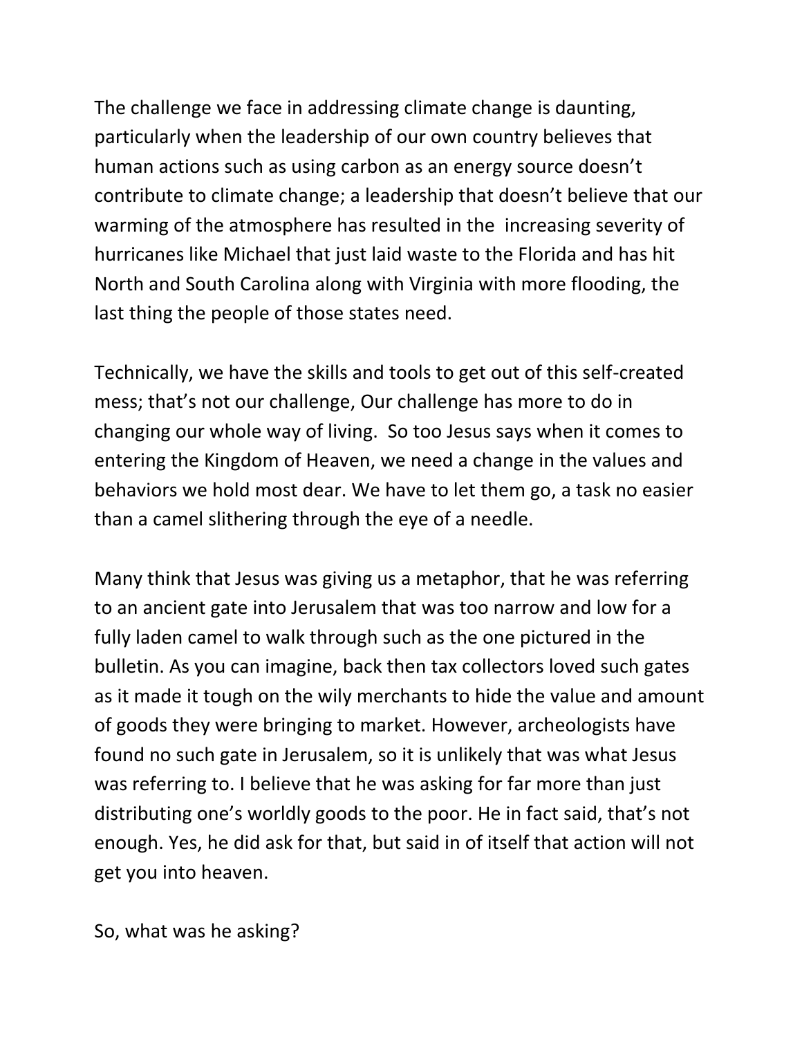The challenge we face in addressing climate change is daunting, particularly when the leadership of our own country believes that human actions such as using carbon as an energy source doesn't contribute to climate change; a leadership that doesn't believe that our warming of the atmosphere has resulted in the increasing severity of hurricanes like Michael that just laid waste to the Florida and has hit North and South Carolina along with Virginia with more flooding, the last thing the people of those states need.

Technically, we have the skills and tools to get out of this self-created mess; that's not our challenge, Our challenge has more to do in changing our whole way of living. So too Jesus says when it comes to entering the Kingdom of Heaven, we need a change in the values and behaviors we hold most dear. We have to let them go, a task no easier than a camel slithering through the eye of a needle.

Many think that Jesus was giving us a metaphor, that he was referring to an ancient gate into Jerusalem that was too narrow and low for a fully laden camel to walk through such as the one pictured in the bulletin. As you can imagine, back then tax collectors loved such gates as it made it tough on the wily merchants to hide the value and amount of goods they were bringing to market. However, archeologists have found no such gate in Jerusalem, so it is unlikely that was what Jesus was referring to. I believe that he was asking for far more than just distributing one's worldly goods to the poor. He in fact said, that's not enough. Yes, he did ask for that, but said in of itself that action will not get you into heaven.

So, what was he asking?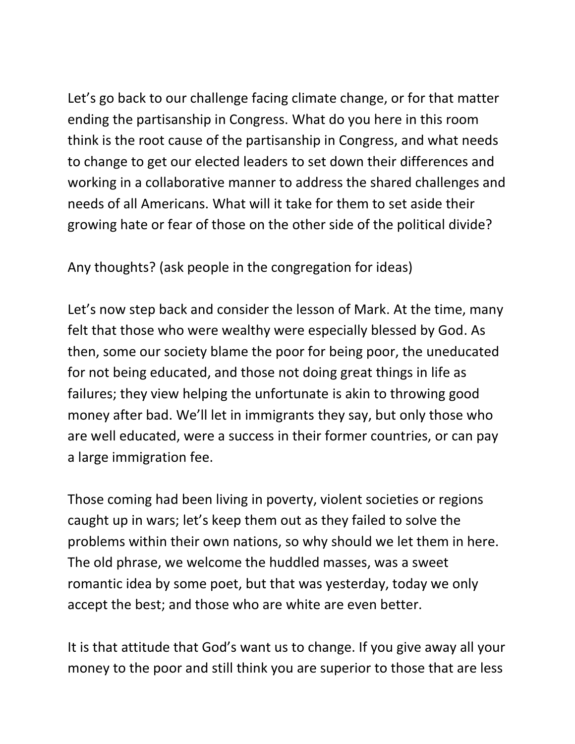Let's go back to our challenge facing climate change, or for that matter ending the partisanship in Congress. What do you here in this room think is the root cause of the partisanship in Congress, and what needs to change to get our elected leaders to set down their differences and working in a collaborative manner to address the shared challenges and needs of all Americans. What will it take for them to set aside their growing hate or fear of those on the other side of the political divide?

Any thoughts? (ask people in the congregation for ideas)

Let's now step back and consider the lesson of Mark. At the time, many felt that those who were wealthy were especially blessed by God. As then, some our society blame the poor for being poor, the uneducated for not being educated, and those not doing great things in life as failures; they view helping the unfortunate is akin to throwing good money after bad. We'll let in immigrants they say, but only those who are well educated, were a success in their former countries, or can pay a large immigration fee.

Those coming had been living in poverty, violent societies or regions caught up in wars; let's keep them out as they failed to solve the problems within their own nations, so why should we let them in here. The old phrase, we welcome the huddled masses, was a sweet romantic idea by some poet, but that was yesterday, today we only accept the best; and those who are white are even better.

It is that attitude that God's want us to change. If you give away all your money to the poor and still think you are superior to those that are less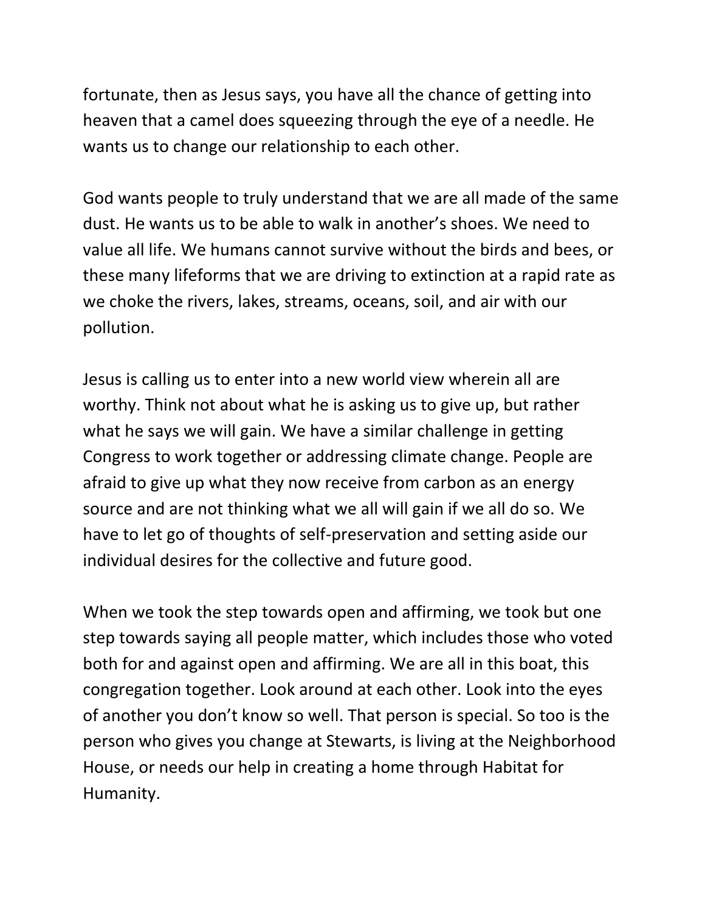fortunate, then as Jesus says, you have all the chance of getting into heaven that a camel does squeezing through the eye of a needle. He wants us to change our relationship to each other.

God wants people to truly understand that we are all made of the same dust. He wants us to be able to walk in another's shoes. We need to value all life. We humans cannot survive without the birds and bees, or these many lifeforms that we are driving to extinction at a rapid rate as we choke the rivers, lakes, streams, oceans, soil, and air with our pollution.

Jesus is calling us to enter into a new world view wherein all are worthy. Think not about what he is asking us to give up, but rather what he says we will gain. We have a similar challenge in getting Congress to work together or addressing climate change. People are afraid to give up what they now receive from carbon as an energy source and are not thinking what we all will gain if we all do so. We have to let go of thoughts of self-preservation and setting aside our individual desires for the collective and future good.

When we took the step towards open and affirming, we took but one step towards saying all people matter, which includes those who voted both for and against open and affirming. We are all in this boat, this congregation together. Look around at each other. Look into the eyes of another you don't know so well. That person is special. So too is the person who gives you change at Stewarts, is living at the Neighborhood House, or needs our help in creating a home through Habitat for Humanity.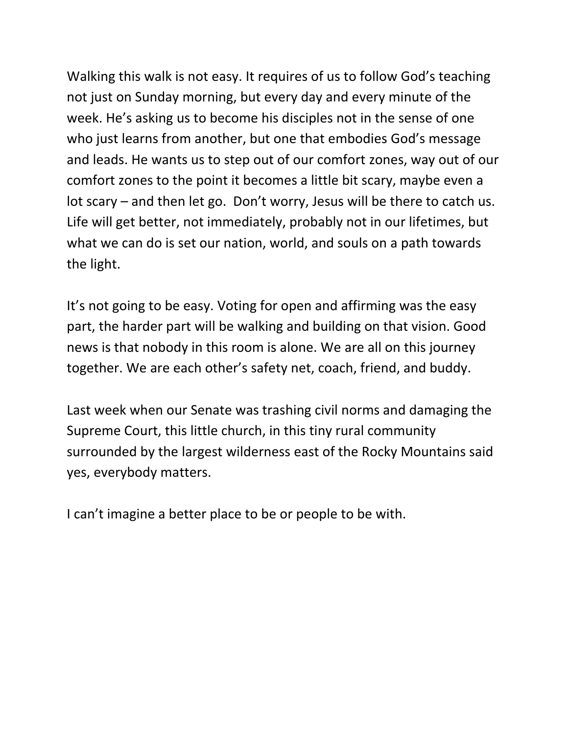Walking this walk is not easy. It requires of us to follow God's teaching not just on Sunday morning, but every day and every minute of the week. He's asking us to become his disciples not in the sense of one who just learns from another, but one that embodies God's message and leads. He wants us to step out of our comfort zones, way out of our comfort zones to the point it becomes a little bit scary, maybe even a lot scary – and then let go.  Don't worry, Jesus will be there to catch us. Life will get better, not immediately, probably not in our lifetimes, but what we can do is set our nation, world, and souls on a path towards the light.

It's not going to be easy. Voting for open and affirming was the easy part, the harder part will be walking and building on that vision. Good news is that nobody in this room is alone. We are all on this journey together. We are each other's safety net, coach, friend, and buddy.

Last week when our Senate was trashing civil norms and damaging the Supreme Court, this little church, in this tiny rural community surrounded by the largest wilderness east of the Rocky Mountains said yes, everybody matters.

I can't imagine a better place to be or people to be with.